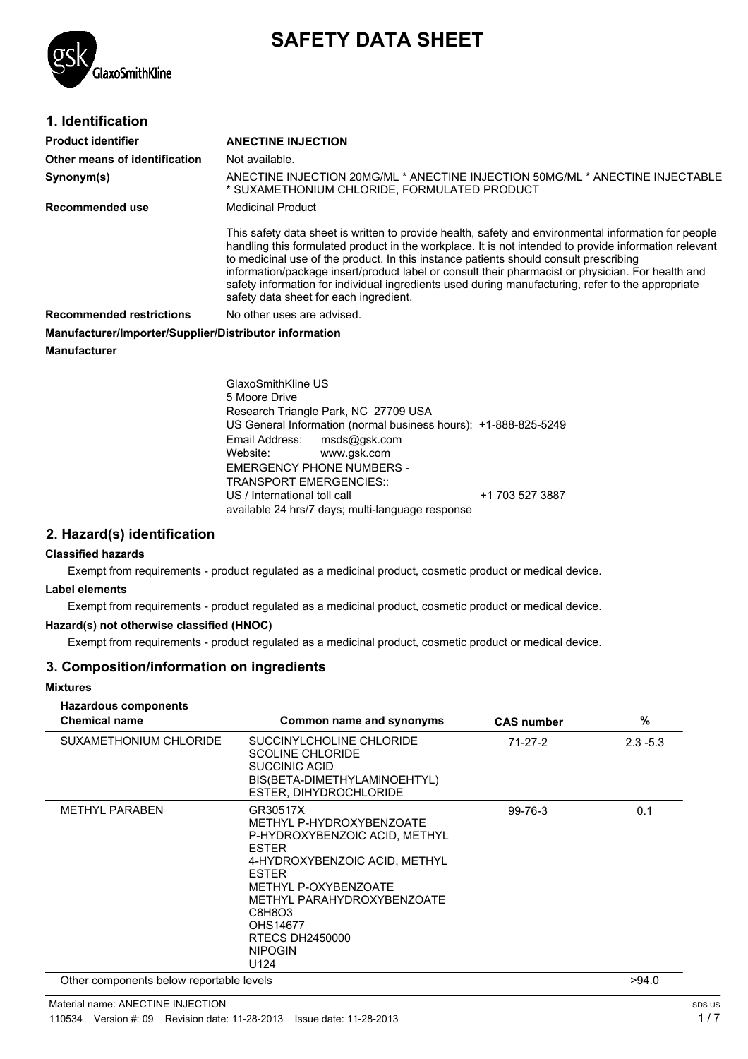# SAFETY DATA SHEET

## 1. Identification

| | |
|---|---|
| **Product identifier** | **ANECTINE INJECTION** |
| **Other means of identification** | Not available. |
| **Synonym(s)** | ANECTINE INJECTION 20MG/ML * ANECTINE INJECTION 50MG/ML * ANECTINE INJECTABLE * SUXAMETHONIUM CHLORIDE, FORMULATED PRODUCT |
| **Recommended use** | Medicinal Product |
| | This safety data sheet is written to provide health, safety and environmental information for people handling this formulated product in the workplace. It is not intended to provide information relevant to medicinal use of the product. In this instance patients should consult prescribing information/package insert/product label or consult their pharmacist or physician. For health and safety information for individual ingredients used during manufacturing, refer to the appropriate safety data sheet for each ingredient. |
| **Recommended restrictions** | No other uses are advised. |

**Manufacturer/Importer/Supplier/Distributor information**

**Manufacturer**

GlaxoSmithKline US
5 Moore Drive
Research Triangle Park, NC 27709 USA
US General Information (normal business hours): +1-888-825-5249
Email Address: msds@gsk.com
Website: www.gsk.com
EMERGENCY PHONE NUMBERS -
TRANSPORT EMERGENCIES::
US / International toll call +1 703 527 3887
available 24 hrs/7 days; multi-language response

## 2. Hazard(s) identification

**Classified hazards**

Exempt from requirements - product regulated as a medicinal product, cosmetic product or medical device.

**Label elements**

Exempt from requirements - product regulated as a medicinal product, cosmetic product or medical device.

**Hazard(s) not otherwise classified (HNOC)**

Exempt from requirements - product regulated as a medicinal product, cosmetic product or medical device.

## 3. Composition/information on ingredients

**Mixtures**

**Hazardous components**

| Chemical name | Common name and synonyms | CAS number | % |
|---|---|---|---|
| SUXAMETHONIUM CHLORIDE | SUCCINYLCHOLINE CHLORIDE<br>SCOLINE CHLORIDE<br>SUCCINIC ACID BIS(BETA-DIMETHYLAMINOEHTYL) ESTER, DIHYDROCHLORIDE | 71-27-2 | 2.3 -5.3 |
| METHYL PARABEN | GR30517X<br>METHYL P-HYDROXYBENZOATE<br>P-HYDROXYBENZOIC ACID, METHYL ESTER<br>4-HYDROXYBENZOIC ACID, METHYL ESTER<br>METHYL P-OXYBENZOATE<br>METHYL PARAHYDROXYBENZOATE<br>C8H8O3<br>OHS14677<br>RTECS DH2450000<br>NIPOGIN<br>U124 | 99-76-3 | 0.1 |
| Other components below reportable levels | | | >94.0 |

Material name: ANECTINE INJECTION

110534 Version #: 09 Revision date: 11-28-2013 Issue date: 11-28-2013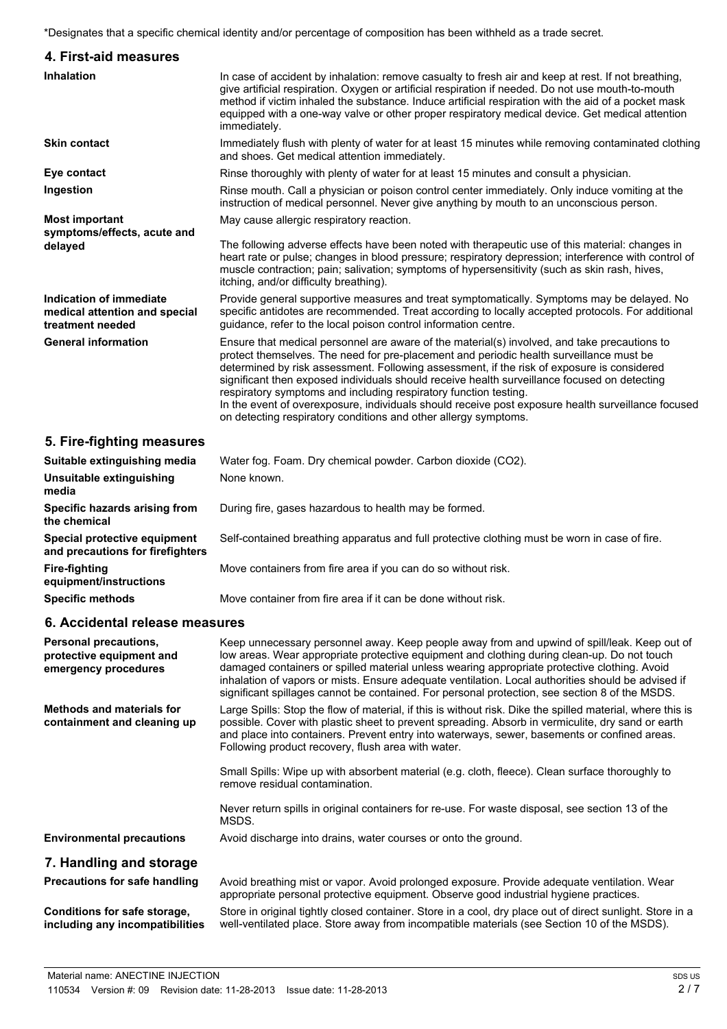*Designates that a specific chemical identity and/or percentage of composition has been withheld as a trade secret.

## 4. First-aid measures

**Inhalation**
In case of accident by inhalation: remove casualty to fresh air and keep at rest. If not breathing, give artificial respiration. Oxygen or artificial respiration if needed. Do not use mouth-to-mouth method if victim inhaled the substance. Induce artificial respiration with the aid of a pocket mask equipped with a one-way valve or other proper respiratory medical device. Get medical attention immediately.

**Skin contact**
Immediately flush with plenty of water for at least 15 minutes while removing contaminated clothing and shoes. Get medical attention immediately.

**Eye contact**
Rinse thoroughly with plenty of water for at least 15 minutes and consult a physician.

**Ingestion**
Rinse mouth. Call a physician or poison control center immediately. Only induce vomiting at the instruction of medical personnel. Never give anything by mouth to an unconscious person.

**Most important symptoms/effects, acute and delayed**
May cause allergic respiratory reaction.

The following adverse effects have been noted with therapeutic use of this material: changes in heart rate or pulse; changes in blood pressure; respiratory depression; interference with control of muscle contraction; pain; salivation; symptoms of hypersensitivity (such as skin rash, hives, itching, and/or difficulty breathing).

**Indication of immediate medical attention and special treatment needed**
Provide general supportive measures and treat symptomatically. Symptoms may be delayed. No specific antidotes are recommended. Treat according to locally accepted protocols. For additional guidance, refer to the local poison control information centre.

**General information**
Ensure that medical personnel are aware of the material(s) involved, and take precautions to protect themselves. The need for pre-placement and periodic health surveillance must be determined by risk assessment. Following assessment, if the risk of exposure is considered significant then exposed individuals should receive health surveillance focused on detecting respiratory symptoms and including respiratory function testing.
In the event of overexposure, individuals should receive post exposure health surveillance focused on detecting respiratory conditions and other allergy symptoms.

## 5. Fire-fighting measures

**Suitable extinguishing media**
Water fog. Foam. Dry chemical powder. Carbon dioxide ($CO_2$).

**Unsuitable extinguishing media**
None known.

**Specific hazards arising from the chemical**
During fire, gases hazardous to health may be formed.

**Special protective equipment and precautions for firefighters**
Self-contained breathing apparatus and full protective clothing must be worn in case of fire.

**Fire-fighting equipment/instructions**
Move containers from fire area if you can do so without risk.

**Specific methods**
Move container from fire area if it can be done without risk.

## 6. Accidental release measures

**Personal precautions, protective equipment and emergency procedures**
Keep unnecessary personnel away. Keep people away from and upwind of spill/leak. Keep out of low areas. Wear appropriate protective equipment and clothing during clean-up. Do not touch damaged containers or spilled material unless wearing appropriate protective clothing. Avoid inhalation of vapors or mists. Ensure adequate ventilation. Local authorities should be advised if significant spillages cannot be contained. For personal protection, see section 8 of the MSDS.

**Methods and materials for containment and cleaning up**
Large Spills: Stop the flow of material, if this is without risk. Dike the spilled material, where this is possible. Cover with plastic sheet to prevent spreading. Absorb in vermiculite, dry sand or earth and place into containers. Prevent entry into waterways, sewer, basements or confined areas. Following product recovery, flush area with water.

Small Spills: Wipe up with absorbent material (e.g. cloth, fleece). Clean surface thoroughly to remove residual contamination.

Never return spills in original containers for re-use. For waste disposal, see section 13 of the MSDS.

**Environmental precautions**
Avoid discharge into drains, water courses or onto the ground.

## 7. Handling and storage

**Precautions for safe handling**
Avoid breathing mist or vapor. Avoid prolonged exposure. Provide adequate ventilation. Wear appropriate personal protective equipment. Observe good industrial hygiene practices.

**Conditions for safe storage, including any incompatibilities**
Store in original tightly closed container. Store in a cool, dry place out of direct sunlight. Store in a well-ventilated place. Store away from incompatible materials (see Section 10 of the MSDS).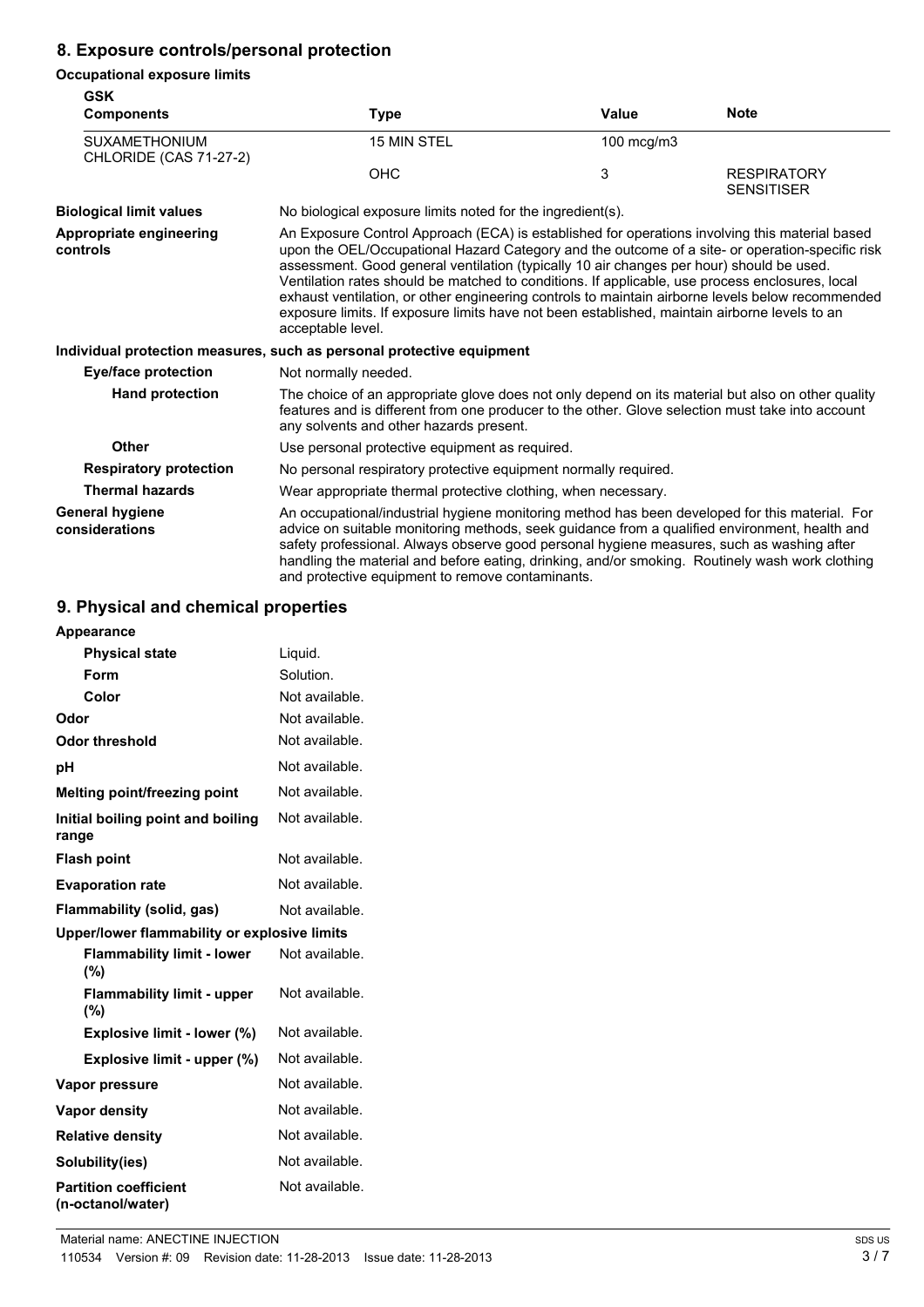## 8. Exposure controls/personal protection

### Occupational exposure limits

**GSK**

| Components | Type | Value | Note |
|---|---|---|---|
| SUXAMETHONIUM CHLORIDE (CAS 71-27-2) | 15 MIN STEL | 100 mcg/m3 | |
| | OHC | 3 | RESPIRATORY SENSITISER |

**Biological limit values**

No biological exposure limits noted for the ingredient(s).

**Appropriate engineering controls**

An Exposure Control Approach (ECA) is established for operations involving this material based upon the OEL/Occupational Hazard Category and the outcome of a site- or operation-specific risk assessment. Good general ventilation (typically 10 air changes per hour) should be used. Ventilation rates should be matched to conditions. If applicable, use process enclosures, local exhaust ventilation, or other engineering controls to maintain airborne levels below recommended exposure limits. If exposure limits have not been established, maintain airborne levels to an acceptable level.

**Individual protection measures, such as personal protective equipment**

**Eye/face protection**

Not normally needed.

**Hand protection**

The choice of an appropriate glove does not only depend on its material but also on other quality features and is different from one producer to the other. Glove selection must take into account any solvents and other hazards present.

**Other**

Use personal protective equipment as required.

**Respiratory protection**

No personal respiratory protective equipment normally required.

**Thermal hazards**

Wear appropriate thermal protective clothing, when necessary.

**General hygiene considerations**

An occupational/industrial hygiene monitoring method has been developed for this material. For advice on suitable monitoring methods, seek guidance from a qualified environment, health and safety professional. Always observe good personal hygiene measures, such as washing after handling the material and before eating, drinking, and/or smoking. Routinely wash work clothing and protective equipment to remove contaminants.

## 9. Physical and chemical properties

**Appearance**

| Property | Value |
|---|---|
| **Physical state** | Liquid. |
| **Form** | Solution. |
| **Color** | Not available. |
| **Odor** | Not available. |
| **Odor threshold** | Not available. |
| **pH** | Not available. |
| **Melting point/freezing point** | Not available. |
| **Initial boiling point and boiling range** | Not available. |
| **Flash point** | Not available. |
| **Evaporation rate** | Not available. |
| **Flammability (solid, gas)** | Not available. |
| **Upper/lower flammability or explosive limits** | |
| **Flammability limit - lower (%)** | Not available. |
| **Flammability limit - upper (%)** | Not available. |
| **Explosive limit - lower (%)** | Not available. |
| **Explosive limit - upper (%)** | Not available. |
| **Vapor pressure** | Not available. |
| **Vapor density** | Not available. |
| **Relative density** | Not available. |
| **Solubility(ies)** | Not available. |
| **Partition coefficient (n-octanol/water)** | Not available. |

Material name: ANECTINE INJECTION

110534 Version #: 09 Revision date: 11-28-2013 Issue date: 11-28-2013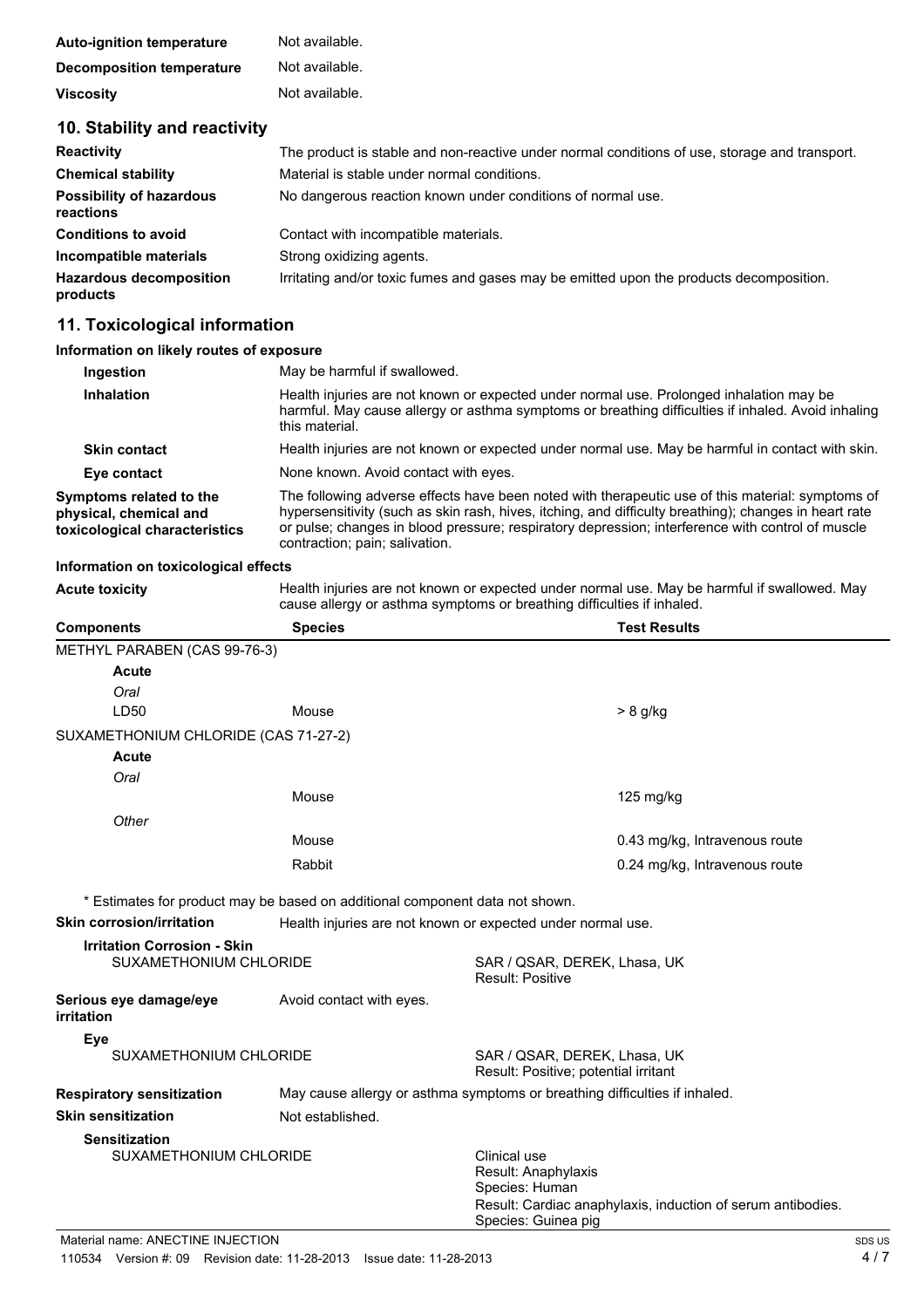| | |
|---|---|
| **Auto-ignition temperature** | Not available. |
| **Decomposition temperature** | Not available. |
| **Viscosity** | Not available. |

## 10. Stability and reactivity

| | |
|---|---|
| **Reactivity** | The product is stable and non-reactive under normal conditions of use, storage and transport. |
| **Chemical stability** | Material is stable under normal conditions. |
| **Possibility of hazardous reactions** | No dangerous reaction known under conditions of normal use. |
| **Conditions to avoid** | Contact with incompatible materials. |
| **Incompatible materials** | Strong oxidizing agents. |
| **Hazardous decomposition products** | Irritating and/or toxic fumes and gases may be emitted upon the products decomposition. |

## 11. Toxicological information

**Information on likely routes of exposure**

| | |
|---|---|
| **Ingestion** | May be harmful if swallowed. |
| **Inhalation** | Health injuries are not known or expected under normal use. Prolonged inhalation may be harmful. May cause allergy or asthma symptoms or breathing difficulties if inhaled. Avoid inhaling this material. |
| **Skin contact** | Health injuries are not known or expected under normal use. May be harmful in contact with skin. |
| **Eye contact** | None known. Avoid contact with eyes. |
| **Symptoms related to the physical, chemical and toxicological characteristics** | The following adverse effects have been noted with therapeutic use of this material: symptoms of hypersensitivity (such as skin rash, hives, itching, and difficulty breathing); changes in heart rate or pulse; changes in blood pressure; respiratory depression; interference with control of muscle contraction; pain; salivation. |

**Information on toxicological effects**

| | |
|---|---|
| **Acute toxicity** | Health injuries are not known or expected under normal use. May be harmful if swallowed. May cause allergy or asthma symptoms or breathing difficulties if inhaled. |

| Components | Species | Test Results |
|---|---|---|
| METHYL PARABEN (CAS 99-76-3) | | |
| **Acute** | | |
| *Oral* | | |
| LD50 | Mouse | > 8 g/kg |
| SUXAMETHONIUM CHLORIDE (CAS 71-27-2) | | |
| **Acute** | | |
| *Oral* | | |
| | Mouse | 125 mg/kg |
| *Other* | | |
| | Mouse | 0.43 mg/kg, Intravenous route |
| | Rabbit | 0.24 mg/kg, Intravenous route |

\* Estimates for product may be based on additional component data not shown.

| | | |
|---|---|---|
| **Skin corrosion/irritation** | Health injuries are not known or expected under normal use. | |
| **Irritation Corrosion - Skin** | | |
| SUXAMETHONIUM CHLORIDE | | SAR / QSAR, DEREK, Lhasa, UK<br>Result: Positive |
| **Serious eye damage/eye irritation** | Avoid contact with eyes. | |
| **Eye** | | |
| SUXAMETHONIUM CHLORIDE | | SAR / QSAR, DEREK, Lhasa, UK<br>Result: Positive; potential irritant |
| **Respiratory sensitization** | May cause allergy or asthma symptoms or breathing difficulties if inhaled. | |
| **Skin sensitization** | Not established. | |
| **Sensitization** | | |
| SUXAMETHONIUM CHLORIDE | | Clinical use<br>Result: Anaphylaxis<br>Species: Human<br>Result: Cardiac anaphylaxis, induction of serum antibodies.<br>Species: Guinea pig |

Material name: ANECTINE INJECTION

110534 Version #: 09 Revision date: 11-28-2013 Issue date: 11-28-2013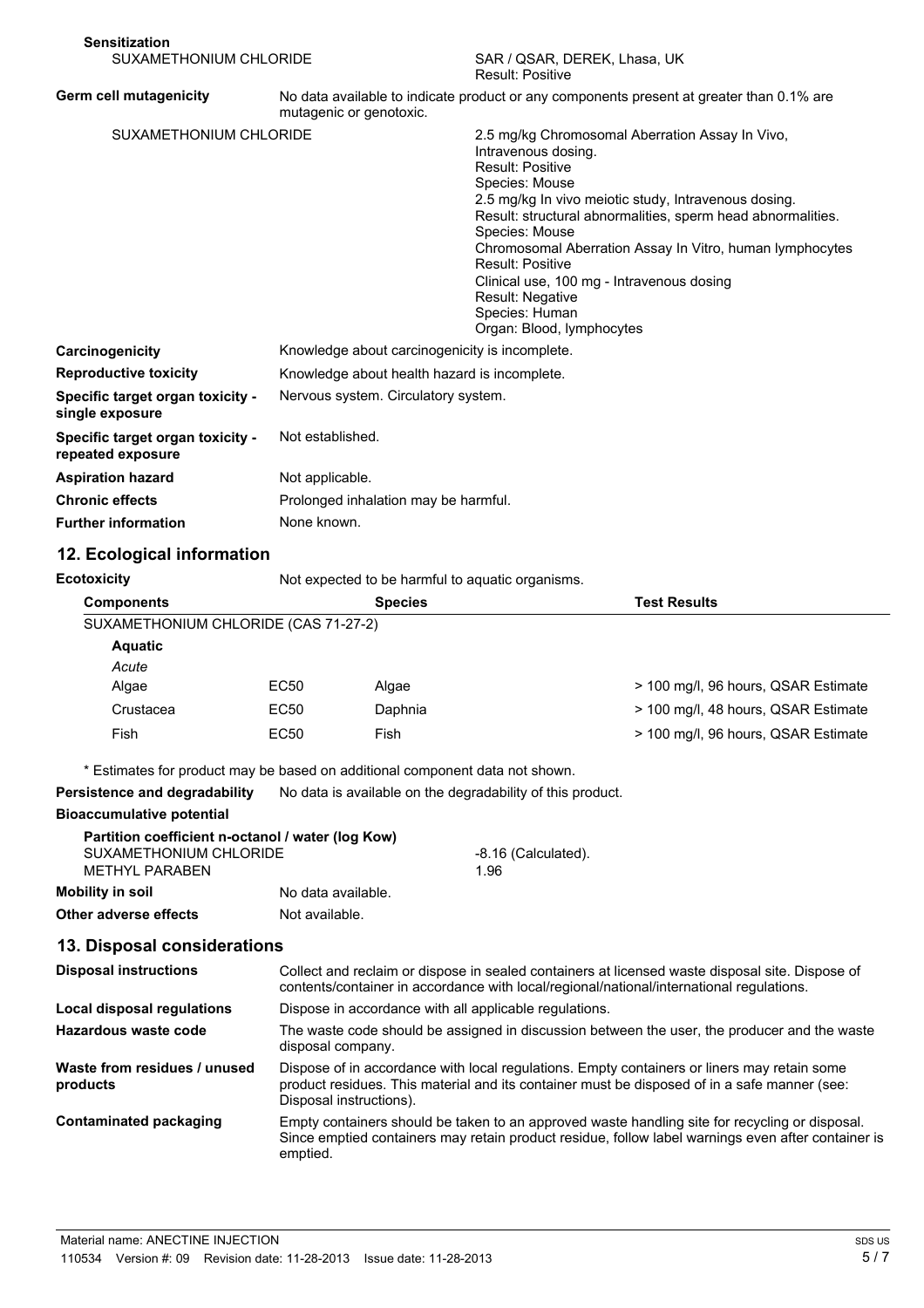**Sensitization**

SUXAMETHONIUM CHLORIDE — SAR / QSAR, DEREK, Lhasa, UK
Result: Positive

**Germ cell mutagenicity** — No data available to indicate product or any components present at greater than 0.1% are mutagenic or genotoxic.

SUXAMETHONIUM CHLORIDE
2.5 mg/kg Chromosomal Aberration Assay In Vivo, Intravenous dosing.
Result: Positive
Species: Mouse
2.5 mg/kg In vivo meiotic study, Intravenous dosing.
Result: structural abnormalities, sperm head abnormalities.
Species: Mouse
Chromosomal Aberration Assay In Vitro, human lymphocytes
Result: Positive
Clinical use, 100 mg - Intravenous dosing
Result: Negative
Species: Human
Organ: Blood, lymphocytes

**Carcinogenicity** — Knowledge about carcinogenicity is incomplete.

**Reproductive toxicity** — Knowledge about health hazard is incomplete.

**Specific target organ toxicity - single exposure** — Nervous system. Circulatory system.

**Specific target organ toxicity - repeated exposure** — Not established.

**Aspiration hazard** — Not applicable.

**Chronic effects** — Prolonged inhalation may be harmful.

**Further information** — None known.

## 12. Ecological information

**Ecotoxicity** — Not expected to be harmful to aquatic organisms.

| Components | | Species | Test Results |
|---|---|---|---|
| SUXAMETHONIUM CHLORIDE (CAS 71-27-2) | | | |
| **Aquatic** | | | |
| *Acute* | | | |
| Algae | EC50 | Algae | > 100 mg/l, 96 hours, QSAR Estimate |
| Crustacea | EC50 | Daphnia | > 100 mg/l, 48 hours, QSAR Estimate |
| Fish | EC50 | Fish | > 100 mg/l, 96 hours, QSAR Estimate |

\* Estimates for product may be based on additional component data not shown.

**Persistence and degradability** — No data is available on the degradability of this product.

**Bioaccumulative potential**

Partition coefficient n-octanol / water (log Kow)

| | |
|---|---|
| SUXAMETHONIUM CHLORIDE | -8.16 (Calculated). |
| METHYL PARABEN | 1.96 |

**Mobility in soil** — No data available.

**Other adverse effects** — Not available.

## 13. Disposal considerations

**Disposal instructions** — Collect and reclaim or dispose in sealed containers at licensed waste disposal site. Dispose of contents/container in accordance with local/regional/national/international regulations.

**Local disposal regulations** — Dispose in accordance with all applicable regulations.

**Hazardous waste code** — The waste code should be assigned in discussion between the user, the producer and the waste disposal company.

**Waste from residues / unused products** — Dispose of in accordance with local regulations. Empty containers or liners may retain some product residues. This material and its container must be disposed of in a safe manner (see: Disposal instructions).

**Contaminated packaging** — Empty containers should be taken to an approved waste handling site for recycling or disposal. Since emptied containers may retain product residue, follow label warnings even after container is emptied.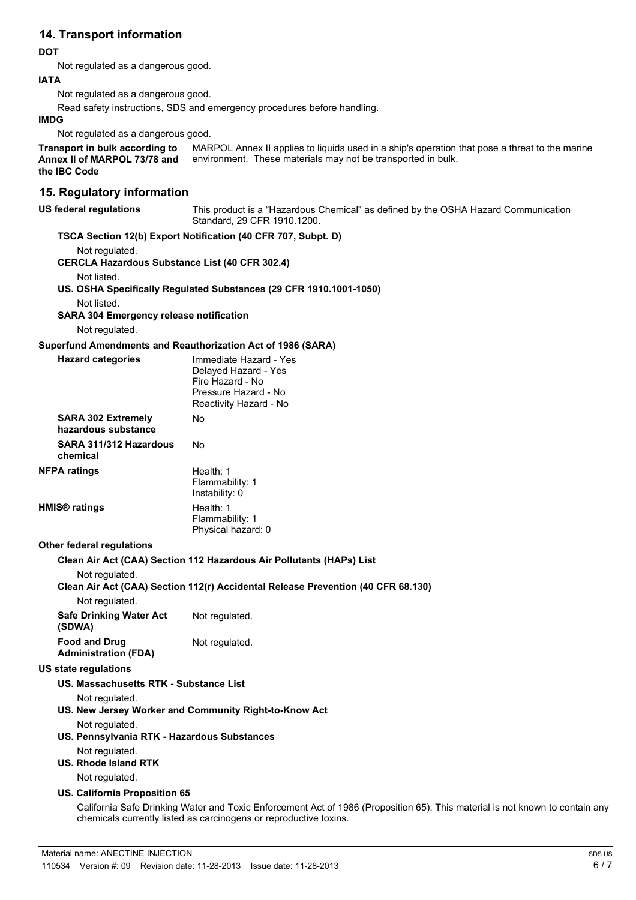## 14. Transport information

**DOT**

Not regulated as a dangerous good.

**IATA**

Not regulated as a dangerous good.

Read safety instructions, SDS and emergency procedures before handling.

**IMDG**

Not regulated as a dangerous good.

**Transport in bulk according to Annex II of MARPOL 73/78 and the IBC Code**

MARPOL Annex II applies to liquids used in a ship's operation that pose a threat to the marine environment. These materials may not be transported in bulk.

## 15. Regulatory information

**US federal regulations**

This product is a "Hazardous Chemical" as defined by the OSHA Hazard Communication Standard, 29 CFR 1910.1200.

**TSCA Section 12(b) Export Notification (40 CFR 707, Subpt. D)**

Not regulated.

**CERCLA Hazardous Substance List (40 CFR 302.4)**

Not listed.

**US. OSHA Specifically Regulated Substances (29 CFR 1910.1001-1050)**

Not listed.

**SARA 304 Emergency release notification**

Not regulated.

**Superfund Amendments and Reauthorization Act of 1986 (SARA)**

**Hazard categories**

Immediate Hazard - Yes
Delayed Hazard - Yes
Fire Hazard - No
Pressure Hazard - No
Reactivity Hazard - No

**SARA 302 Extremely hazardous substance**

No

**SARA 311/312 Hazardous chemical**

No

**NFPA ratings**

Health: 1
Flammability: 1
Instability: 0

**HMIS® ratings**

Health: 1
Flammability: 1
Physical hazard: 0

**Other federal regulations**

**Clean Air Act (CAA) Section 112 Hazardous Air Pollutants (HAPs) List**

Not regulated.

**Clean Air Act (CAA) Section 112(r) Accidental Release Prevention (40 CFR 68.130)**

Not regulated.

**Safe Drinking Water Act (SDWA)**

Not regulated.

**Food and Drug Administration (FDA)**

Not regulated.

**US state regulations**

**US. Massachusetts RTK - Substance List**

Not regulated.

**US. New Jersey Worker and Community Right-to-Know Act**

Not regulated.

**US. Pennsylvania RTK - Hazardous Substances**

Not regulated.

**US. Rhode Island RTK**

Not regulated.

**US. California Proposition 65**

California Safe Drinking Water and Toxic Enforcement Act of 1986 (Proposition 65): This material is not known to contain any chemicals currently listed as carcinogens or reproductive toxins.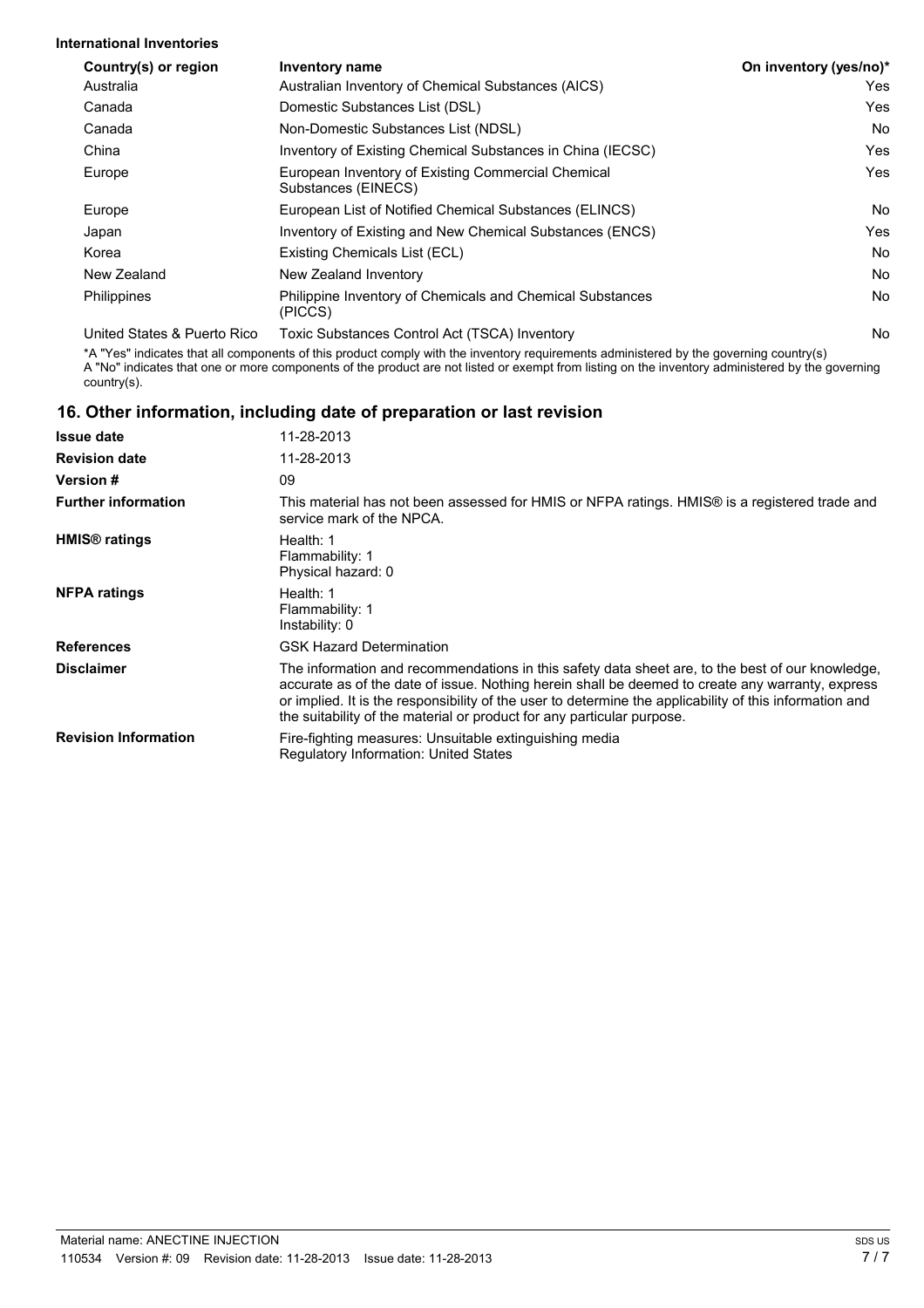**International Inventories**

| Country(s) or region | Inventory name | On inventory (yes/no)* |
| --- | --- | --- |
| Australia | Australian Inventory of Chemical Substances (AICS) | Yes |
| Canada | Domestic Substances List (DSL) | Yes |
| Canada | Non-Domestic Substances List (NDSL) | No |
| China | Inventory of Existing Chemical Substances in China (IECSC) | Yes |
| Europe | European Inventory of Existing Commercial Chemical Substances (EINECS) | Yes |
| Europe | European List of Notified Chemical Substances (ELINCS) | No |
| Japan | Inventory of Existing and New Chemical Substances (ENCS) | Yes |
| Korea | Existing Chemicals List (ECL) | No |
| New Zealand | New Zealand Inventory | No |
| Philippines | Philippine Inventory of Chemicals and Chemical Substances (PICCS) | No |
| United States & Puerto Rico | Toxic Substances Control Act (TSCA) Inventory | No |

*A "Yes" indicates that all components of this product comply with the inventory requirements administered by the governing country(s)
A "No" indicates that one or more components of the product are not listed or exempt from listing on the inventory administered by the governing country(s).

## 16. Other information, including date of preparation or last revision

| | |
| --- | --- |
| **Issue date** | 11-28-2013 |
| **Revision date** | 11-28-2013 |
| **Version #** | 09 |
| **Further information** | This material has not been assessed for HMIS or NFPA ratings. HMIS® is a registered trade and service mark of the NPCA. |
| **HMIS® ratings** | Health: 1<br>Flammability: 1<br>Physical hazard: 0 |
| **NFPA ratings** | Health: 1<br>Flammability: 1<br>Instability: 0 |
| **References** | GSK Hazard Determination |
| **Disclaimer** | The information and recommendations in this safety data sheet are, to the best of our knowledge, accurate as of the date of issue. Nothing herein shall be deemed to create any warranty, express or implied. It is the responsibility of the user to determine the applicability of this information and the suitability of the material or product for any particular purpose. |
| **Revision Information** | Fire-fighting measures: Unsuitable extinguishing media<br>Regulatory Information: United States |